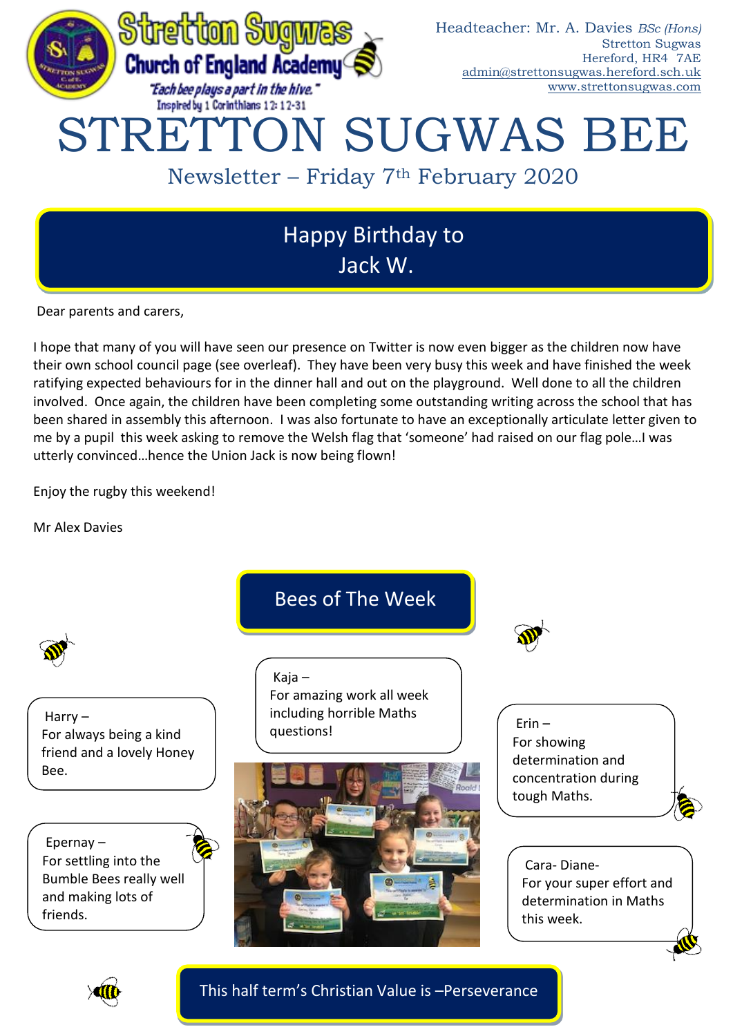Stretton Sugwas Church of England Academy

*"Each bee plays a part in the hive."*
Inspired by 1 Corinthians 12: 12-31

Headteacher: Mr. A. Davies *BSc (Hons)*
Stretton Sugwas
Hereford, HR4 7AE
admin@strettonsugwas.hereford.sch.uk
www.strettonsugwas.com

# STRETTON SUGWAS BEE

Newsletter – Friday 7th February 2020

## Happy Birthday to Jack W.

Dear parents and carers,

I hope that many of you will have seen our presence on Twitter is now even bigger as the children now have their own school council page (see overleaf). They have been very busy this week and have finished the week ratifying expected behaviours for in the dinner hall and out on the playground. Well done to all the children involved. Once again, the children have been completing some outstanding writing across the school that has been shared in assembly this afternoon. I was also fortunate to have an exceptionally articulate letter given to me by a pupil this week asking to remove the Welsh flag that 'someone' had raised on our flag pole…I was utterly convinced…hence the Union Jack is now being flown!

Enjoy the rugby this weekend!

Mr Alex Davies

## Bees of The Week

Harry –
For always being a kind friend and a lovely Honey Bee.

Epernay –
For settling into the Bumble Bees really well and making lots of friends.

Kaja –
For amazing work all week including horrible Maths questions!

Erin –
For showing determination and concentration during tough Maths.

Cara- Diane-
For your super effort and determination in Maths this week.

This half term's Christian Value is –Perseverance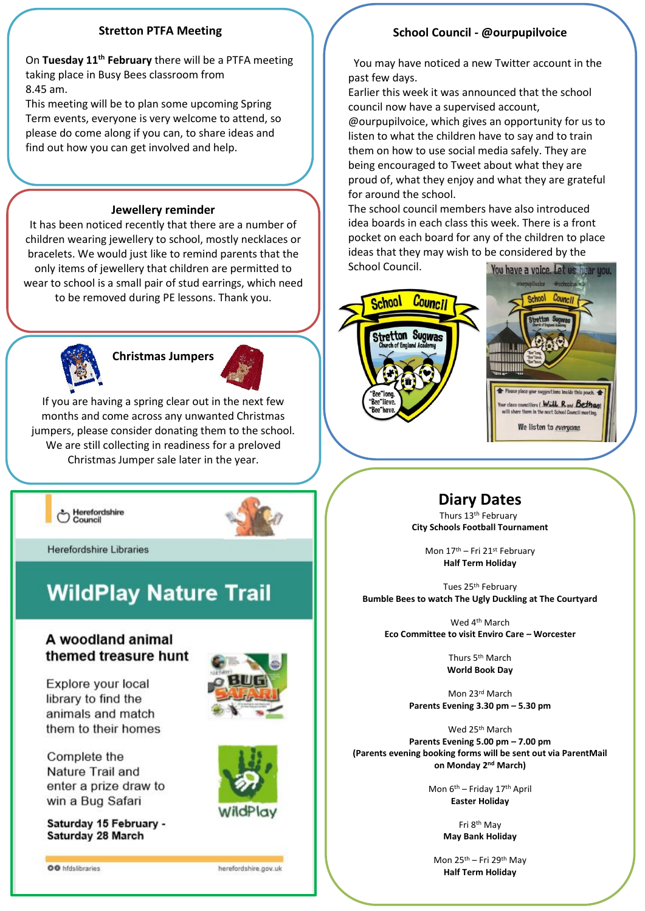## Stretton PTFA Meeting

On **Tuesday 11th February** there will be a PTFA meeting taking place in Busy Bees classroom from 8.45 am.
This meeting will be to plan some upcoming Spring Term events, everyone is very welcome to attend, so please do come along if you can, to share ideas and find out how you can get involved and help.

## Jewellery reminder

It has been noticed recently that there are a number of children wearing jewellery to school, mostly necklaces or bracelets. We would just like to remind parents that the only items of jewellery that children are permitted to wear to school is a small pair of stud earrings, which need to be removed during PE lessons. Thank you.

## Christmas Jumpers

If you are having a spring clear out in the next few months and come across any unwanted Christmas jumpers, please consider donating them to the school. We are still collecting in readiness for a preloved Christmas Jumper sale later in the year.

Herefordshire Council

Herefordshire Libraries

# WildPlay Nature Trail

**A woodland animal themed treasure hunt**

Explore your local library to find the animals and match them to their homes

Complete the Nature Trail and enter a prize draw to win a Bug Safari

**Saturday 15 February - Saturday 28 March**

WildPlay

hfdslibraries herefordshire.gov.uk

## School Council - @ourpupilvoice

You may have noticed a new Twitter account in the past few days.
Earlier this week it was announced that the school council now have a supervised account, @ourpupilvoice, which gives an opportunity for us to listen to what the children have to say and to train them on how to use social media safely. They are being encouraged to Tweet about what they are proud of, what they enjoy and what they are grateful for around the school.
The school council members have also introduced idea boards in each class this week. There is a front pocket on each board for any of the children to place ideas that they may wish to be considered by the School Council.

## Diary Dates

Thurs 13th February
**City Schools Football Tournament**

Mon 17th – Fri 21st February
**Half Term Holiday**

Tues 25th February
**Bumble Bees to watch The Ugly Duckling at The Courtyard**

Wed 4th March
**Eco Committee to visit Enviro Care – Worcester**

Thurs 5th March
**World Book Day**

Mon 23rd March
**Parents Evening 3.30 pm – 5.30 pm**

Wed 25th March
**Parents Evening 5.00 pm – 7.00 pm**
**(Parents evening booking forms will be sent out via ParentMail on Monday 2nd March)**

Mon 6th – Friday 17th April
**Easter Holiday**

Fri 8th May
**May Bank Holiday**

Mon 25th – Fri 29th May
**Half Term Holiday**